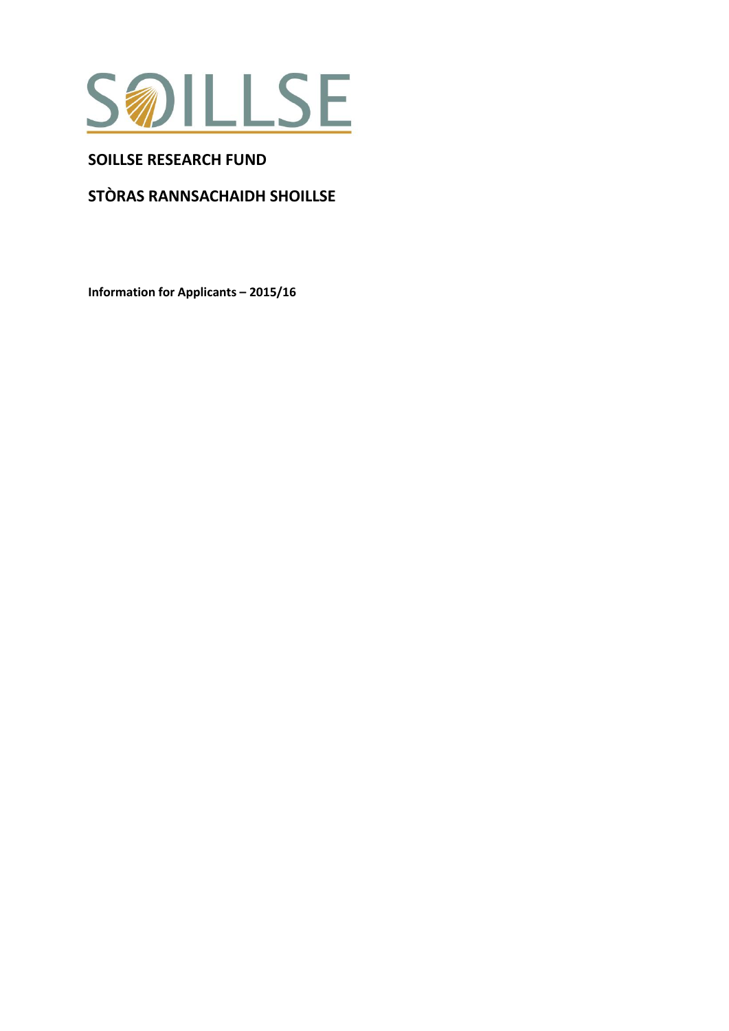SOILLSE

# SOILLSE RESEARCH FUND

# STÒRAS RANNSACHAIDH SHOILLSE

**Information for Applicants – 2015/16**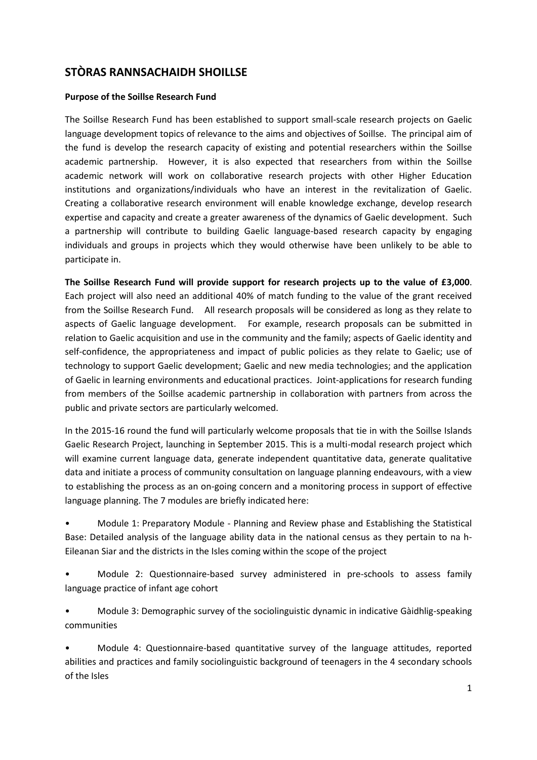## STÒRAS RANNSACHAIDH SHOILLSE

**Purpose of the Soillse Research Fund**

The Soillse Research Fund has been established to support small-scale research projects on Gaelic language development topics of relevance to the aims and objectives of Soillse. The principal aim of the fund is develop the research capacity of existing and potential researchers within the Soillse academic partnership. However, it is also expected that researchers from within the Soillse academic network will work on collaborative research projects with other Higher Education institutions and organizations/individuals who have an interest in the revitalization of Gaelic. Creating a collaborative research environment will enable knowledge exchange, develop research expertise and capacity and create a greater awareness of the dynamics of Gaelic development. Such a partnership will contribute to building Gaelic language-based research capacity by engaging individuals and groups in projects which they would otherwise have been unlikely to be able to participate in.

**The Soillse Research Fund will provide support for research projects up to the value of £3,000**. Each project will also need an additional 40% of match funding to the value of the grant received from the Soillse Research Fund. All research proposals will be considered as long as they relate to aspects of Gaelic language development. For example, research proposals can be submitted in relation to Gaelic acquisition and use in the community and the family; aspects of Gaelic identity and self-confidence, the appropriateness and impact of public policies as they relate to Gaelic; use of technology to support Gaelic development; Gaelic and new media technologies; and the application of Gaelic in learning environments and educational practices. Joint-applications for research funding from members of the Soillse academic partnership in collaboration with partners from across the public and private sectors are particularly welcomed.

In the 2015-16 round the fund will particularly welcome proposals that tie in with the Soillse Islands Gaelic Research Project, launching in September 2015. This is a multi-modal research project which will examine current language data, generate independent quantitative data, generate qualitative data and initiate a process of community consultation on language planning endeavours, with a view to establishing the process as an on-going concern and a monitoring process in support of effective language planning. The 7 modules are briefly indicated here:

- Module 1: Preparatory Module - Planning and Review phase and Establishing the Statistical Base: Detailed analysis of the language ability data in the national census as they pertain to na h-Eileanan Siar and the districts in the Isles coming within the scope of the project
- Module 2: Questionnaire-based survey administered in pre-schools to assess family language practice of infant age cohort
- Module 3: Demographic survey of the sociolinguistic dynamic in indicative Gàidhlig-speaking communities
- Module 4: Questionnaire-based quantitative survey of the language attitudes, reported abilities and practices and family sociolinguistic background of teenagers in the 4 secondary schools of the Isles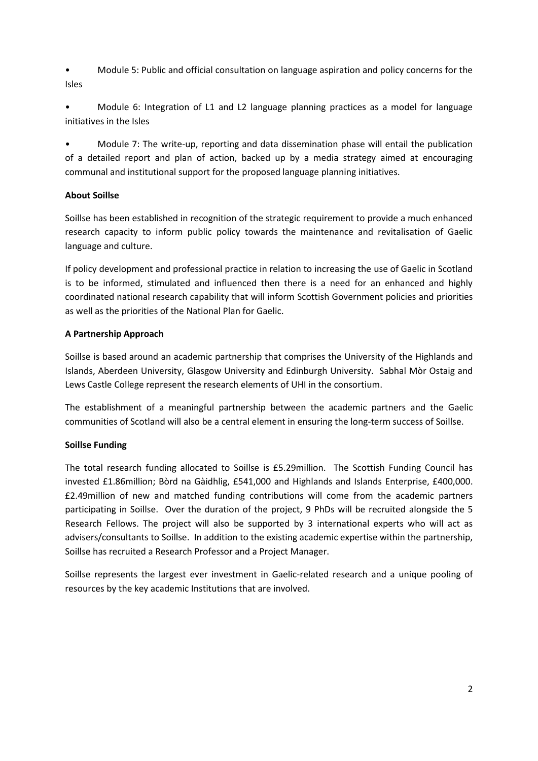- Module 5: Public and official consultation on language aspiration and policy concerns for the Isles

- Module 6: Integration of L1 and L2 language planning practices as a model for language initiatives in the Isles

- Module 7: The write-up, reporting and data dissemination phase will entail the publication of a detailed report and plan of action, backed up by a media strategy aimed at encouraging communal and institutional support for the proposed language planning initiatives.

**About Soillse**

Soillse has been established in recognition of the strategic requirement to provide a much enhanced research capacity to inform public policy towards the maintenance and revitalisation of Gaelic language and culture.

If policy development and professional practice in relation to increasing the use of Gaelic in Scotland is to be informed, stimulated and influenced then there is a need for an enhanced and highly coordinated national research capability that will inform Scottish Government policies and priorities as well as the priorities of the National Plan for Gaelic.

**A Partnership Approach**

Soillse is based around an academic partnership that comprises the University of the Highlands and Islands, Aberdeen University, Glasgow University and Edinburgh University. Sabhal Mòr Ostaig and Lews Castle College represent the research elements of UHI in the consortium.

The establishment of a meaningful partnership between the academic partners and the Gaelic communities of Scotland will also be a central element in ensuring the long-term success of Soillse.

**Soillse Funding**

The total research funding allocated to Soillse is £5.29million. The Scottish Funding Council has invested £1.86million; Bòrd na Gàidhlig, £541,000 and Highlands and Islands Enterprise, £400,000. £2.49million of new and matched funding contributions will come from the academic partners participating in Soillse. Over the duration of the project, 9 PhDs will be recruited alongside the 5 Research Fellows. The project will also be supported by 3 international experts who will act as advisers/consultants to Soillse. In addition to the existing academic expertise within the partnership, Soillse has recruited a Research Professor and a Project Manager.

Soillse represents the largest ever investment in Gaelic-related research and a unique pooling of resources by the key academic Institutions that are involved.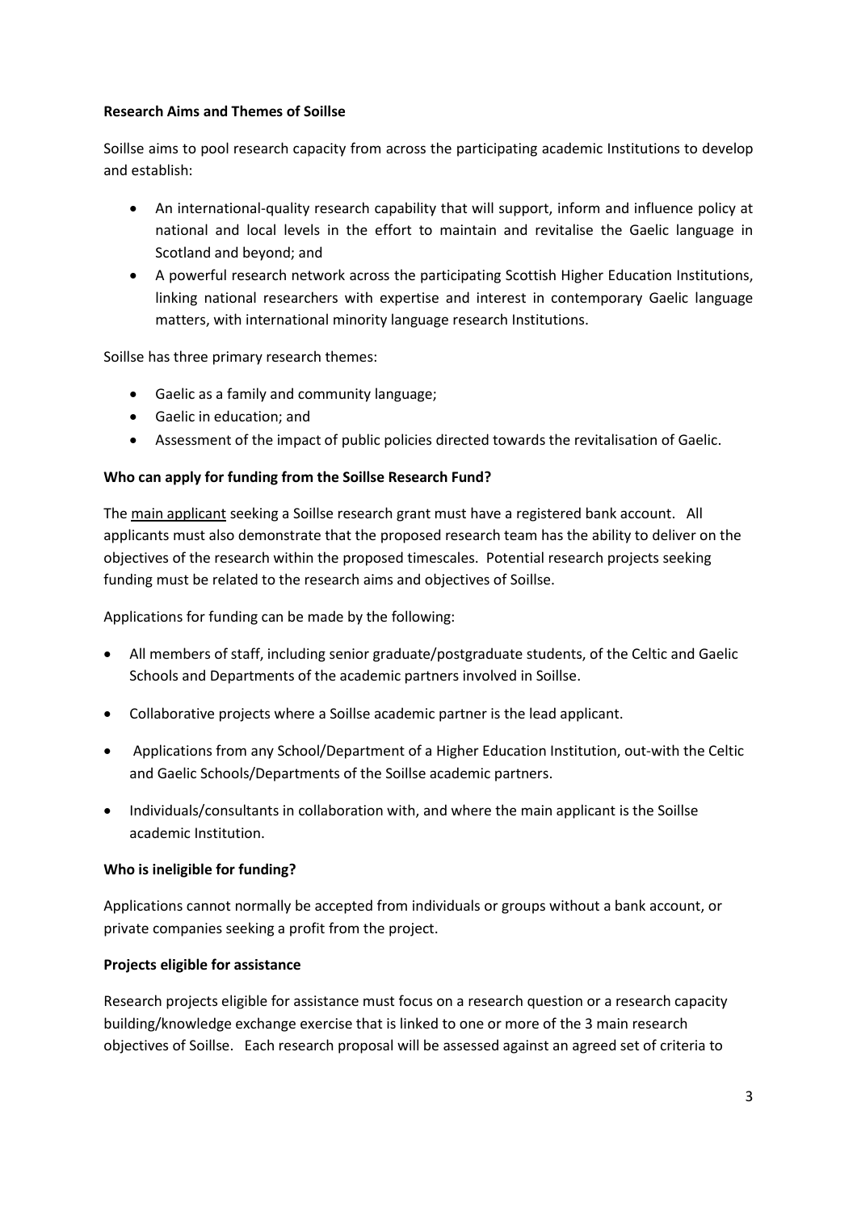**Research Aims and Themes of Soillse**

Soillse aims to pool research capacity from across the participating academic Institutions to develop and establish:

- An international-quality research capability that will support, inform and influence policy at national and local levels in the effort to maintain and revitalise the Gaelic language in Scotland and beyond; and
- A powerful research network across the participating Scottish Higher Education Institutions, linking national researchers with expertise and interest in contemporary Gaelic language matters, with international minority language research Institutions.

Soillse has three primary research themes:

- Gaelic as a family and community language;
- Gaelic in education; and
- Assessment of the impact of public policies directed towards the revitalisation of Gaelic.

**Who can apply for funding from the Soillse Research Fund?**

The main applicant seeking a Soillse research grant must have a registered bank account. All applicants must also demonstrate that the proposed research team has the ability to deliver on the objectives of the research within the proposed timescales. Potential research projects seeking funding must be related to the research aims and objectives of Soillse.

Applications for funding can be made by the following:

- All members of staff, including senior graduate/postgraduate students, of the Celtic and Gaelic Schools and Departments of the academic partners involved in Soillse.
- Collaborative projects where a Soillse academic partner is the lead applicant.
- Applications from any School/Department of a Higher Education Institution, out-with the Celtic and Gaelic Schools/Departments of the Soillse academic partners.
- Individuals/consultants in collaboration with, and where the main applicant is the Soillse academic Institution.

**Who is ineligible for funding?**

Applications cannot normally be accepted from individuals or groups without a bank account, or private companies seeking a profit from the project.

**Projects eligible for assistance**

Research projects eligible for assistance must focus on a research question or a research capacity building/knowledge exchange exercise that is linked to one or more of the 3 main research objectives of Soillse. Each research proposal will be assessed against an agreed set of criteria to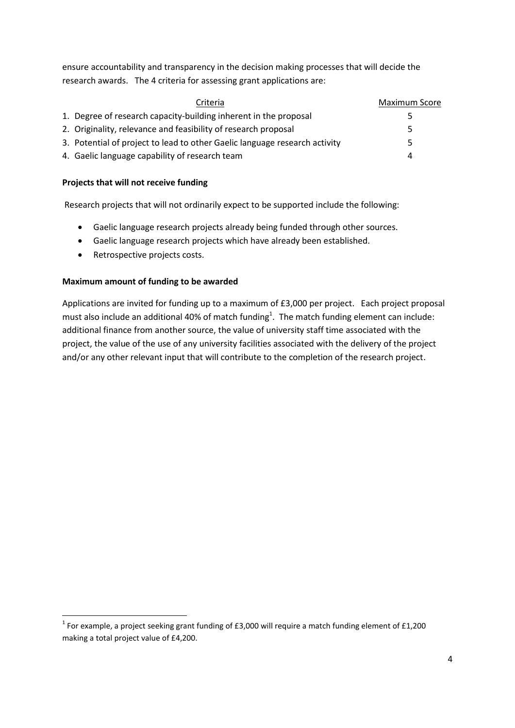ensure accountability and transparency in the decision making processes that will decide the research awards. The 4 criteria for assessing grant applications are:

| Criteria | Maximum Score |
| --- | --- |
| 1. Degree of research capacity-building inherent in the proposal | 5 |
| 2. Originality, relevance and feasibility of research proposal | 5 |
| 3. Potential of project to lead to other Gaelic language research activity | 5 |
| 4. Gaelic language capability of research team | 4 |

**Projects that will not receive funding**

Research projects that will not ordinarily expect to be supported include the following:

- Gaelic language research projects already being funded through other sources.
- Gaelic language research projects which have already been established.
- Retrospective projects costs.

**Maximum amount of funding to be awarded**

Applications are invited for funding up to a maximum of £3,000 per project. Each project proposal must also include an additional 40% of match funding[1]. The match funding element can include: additional finance from another source, the value of university staff time associated with the project, the value of the use of any university facilities associated with the delivery of the project and/or any other relevant input that will contribute to the completion of the research project.

[1] For example, a project seeking grant funding of £3,000 will require a match funding element of £1,200 making a total project value of £4,200.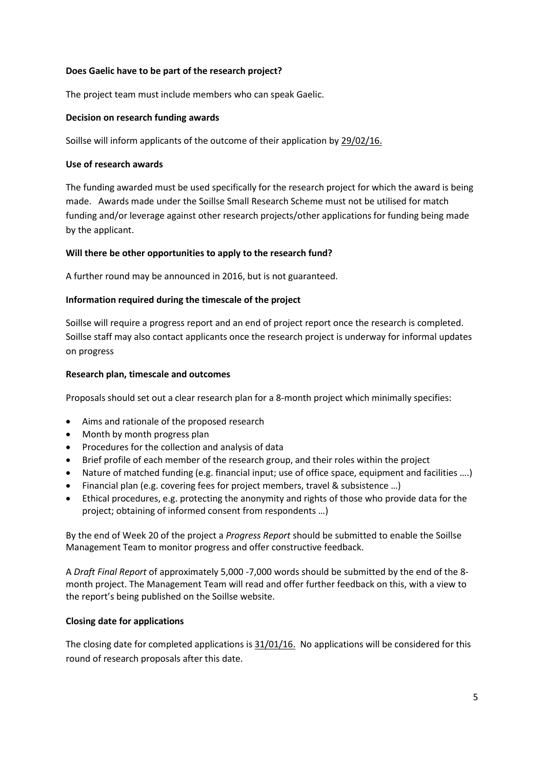**Does Gaelic have to be part of the research project?**

The project team must include members who can speak Gaelic.

**Decision on research funding awards**

Soillse will inform applicants of the outcome of their application by 29/02/16.

**Use of research awards**

The funding awarded must be used specifically for the research project for which the award is being made. Awards made under the Soillse Small Research Scheme must not be utilised for match funding and/or leverage against other research projects/other applications for funding being made by the applicant.

**Will there be other opportunities to apply to the research fund?**

A further round may be announced in 2016, but is not guaranteed.

**Information required during the timescale of the project**

Soillse will require a progress report and an end of project report once the research is completed. Soillse staff may also contact applicants once the research project is underway for informal updates on progress

**Research plan, timescale and outcomes**

Proposals should set out a clear research plan for a 8-month project which minimally specifies:

- Aims and rationale of the proposed research
- Month by month progress plan
- Procedures for the collection and analysis of data
- Brief profile of each member of the research group, and their roles within the project
- Nature of matched funding (e.g. financial input; use of office space, equipment and facilities ….)
- Financial plan (e.g. covering fees for project members, travel & subsistence …)
- Ethical procedures, e.g. protecting the anonymity and rights of those who provide data for the project; obtaining of informed consent from respondents …)

By the end of Week 20 of the project a *Progress Report* should be submitted to enable the Soillse Management Team to monitor progress and offer constructive feedback.

A *Draft Final Report* of approximately 5,000 -7,000 words should be submitted by the end of the 8-month project. The Management Team will read and offer further feedback on this, with a view to the report's being published on the Soillse website.

**Closing date for applications**

The closing date for completed applications is 31/01/16. No applications will be considered for this round of research proposals after this date.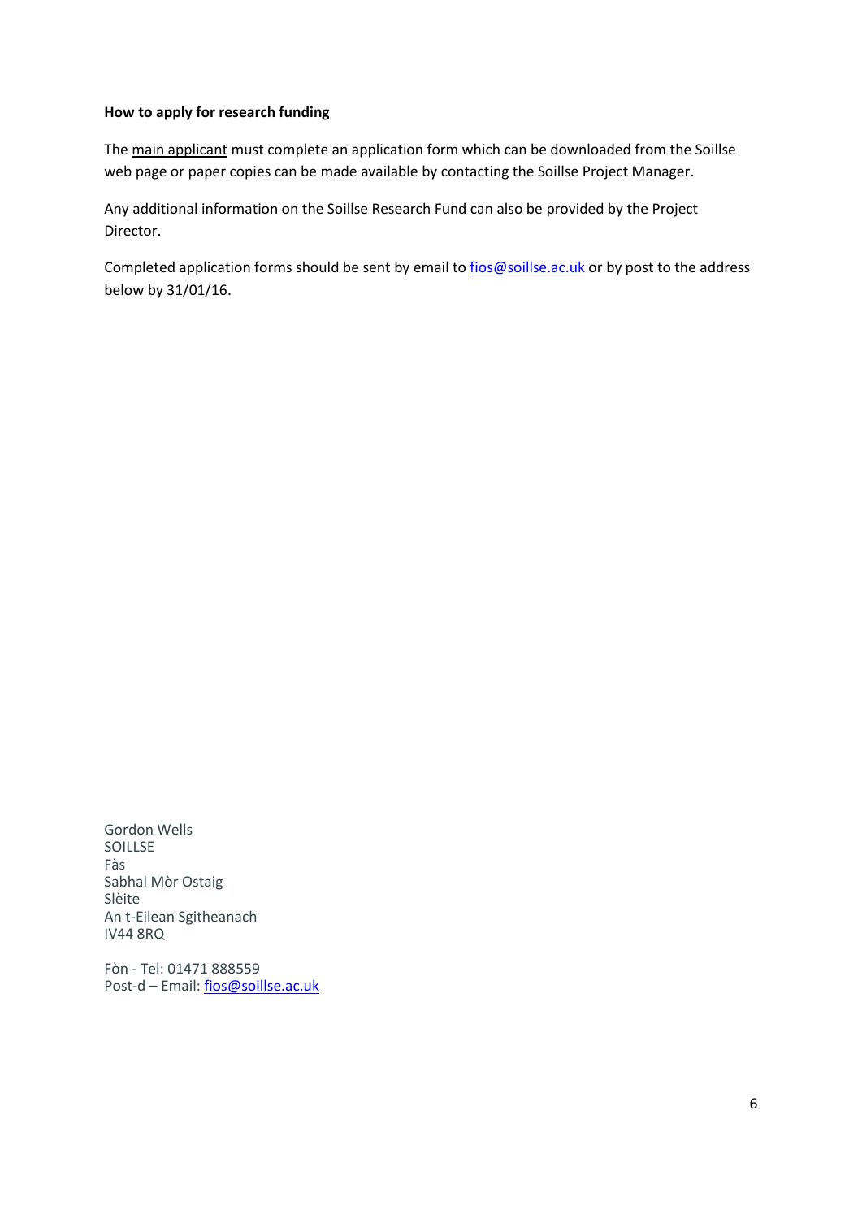**How to apply for research funding**

The main applicant must complete an application form which can be downloaded from the Soillse web page or paper copies can be made available by contacting the Soillse Project Manager.

Any additional information on the Soillse Research Fund can also be provided by the Project Director.

Completed application forms should be sent by email to fios@soillse.ac.uk or by post to the address below by 31/01/16.

Gordon Wells  
SOILLSE  
Fàs  
Sabhal Mòr Ostaig  
Slèite  
An t-Eilean Sgitheanach  
IV44 8RQ

Fòn - Tel: 01471 888559  
Post-d – Email: fios@soillse.ac.uk